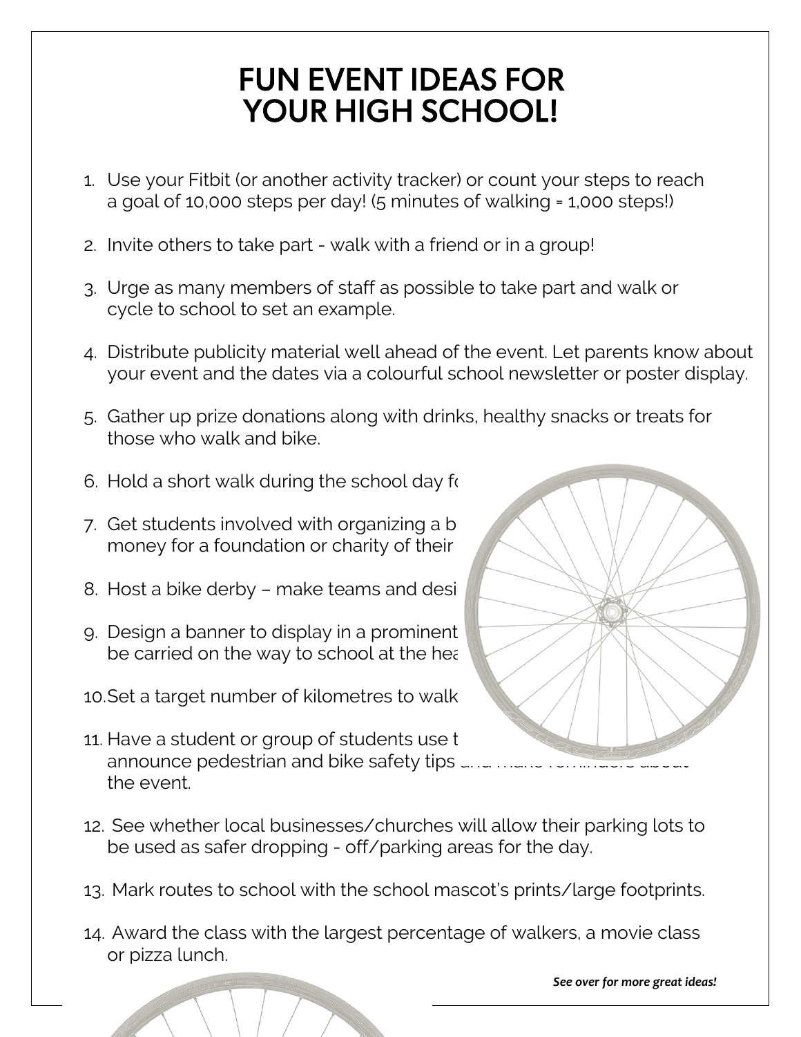# FUN EVENT IDEAS FOR YOUR HIGH SCHOOL!

1. Use your Fitbit (or another activity tracker) or count your steps to reach a goal of 10,000 steps per day! (5 minutes of walking = 1,000 steps!)

2. Invite others to take part - walk with a friend or in a group!

3. Urge as many members of staff as possible to take part and walk or cycle to school to set an example.

4. Distribute publicity material well ahead of the event. Let parents know about your event and the dates via a colourful school newsletter or poster display.

5. Gather up prize donations along with drinks, healthy snacks or treats for those who walk and bike.

6. Hold a short walk during the school day fo

7. Get students involved with organizing a b money for a foundation or charity of their

8. Host a bike derby – make teams and desi

9. Design a banner to display in a prominent be carried on the way to school at the hea

10. Set a target number of kilometres to walk

11. Have a student or group of students use t announce pedestrian and bike safety tips and make reminders about the event.

12. See whether local businesses/churches will allow their parking lots to be used as safer dropping - off/parking areas for the day.

13. Mark routes to school with the school mascot's prints/large footprints.

14. Award the class with the largest percentage of walkers, a movie class or pizza lunch.

***See over for more great ideas!***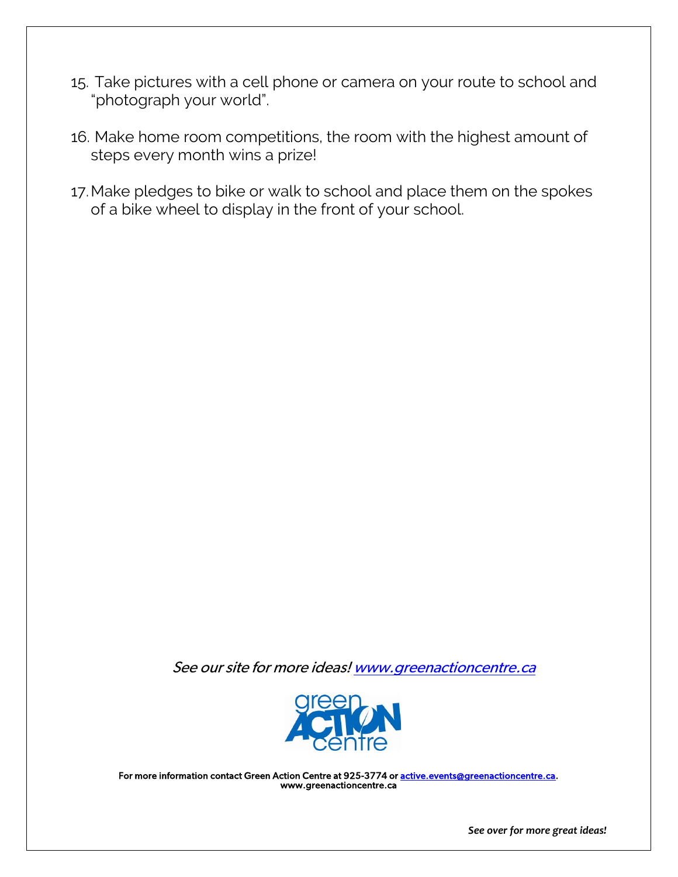15. Take pictures with a cell phone or camera on your route to school and "photograph your world".

16. Make home room competitions, the room with the highest amount of steps every month wins a prize!

17. Make pledges to bike or walk to school and place them on the spokes of a bike wheel to display in the front of your school.

*See our site for more ideas! www.greenactioncentre.ca*

green ACTION centre

**For more information contact Green Action Centre at 925-3774 or active.events@greenactioncentre.ca.**
**www.greenactioncentre.ca**

***See over for more great ideas!***